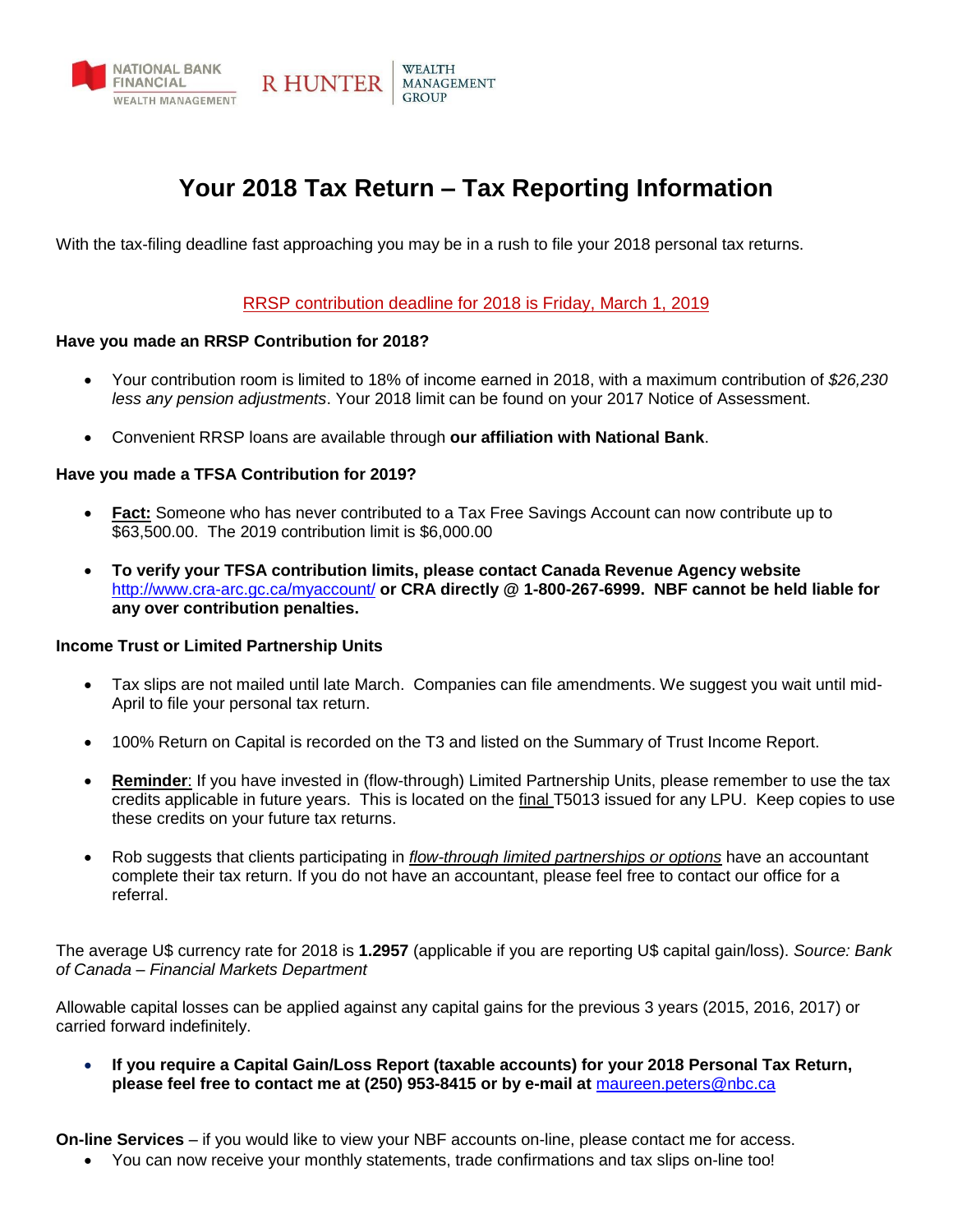NATIONAL BANK FINANCIAL WEALTH MANAGEMENT | R HUNTER WEALTH MANAGEMENT GROUP

# Your 2018 Tax Return – Tax Reporting Information

With the tax-filing deadline fast approaching you may be in a rush to file your 2018 personal tax returns.

RRSP contribution deadline for 2018 is Friday, March 1, 2019

**Have you made an RRSP Contribution for 2018?**

- Your contribution room is limited to 18% of income earned in 2018, with a maximum contribution of *$26,230 less any pension adjustments*. Your 2018 limit can be found on your 2017 Notice of Assessment.
- Convenient RRSP loans are available through **our affiliation with National Bank**.

**Have you made a TFSA Contribution for 2019?**

- **Fact:** Someone who has never contributed to a Tax Free Savings Account can now contribute up to $63,500.00. The 2019 contribution limit is $6,000.00
- **To verify your TFSA contribution limits, please contact Canada Revenue Agency website** http://www.cra-arc.gc.ca/myaccount/ **or CRA directly @ 1-800-267-6999. NBF cannot be held liable for any over contribution penalties.**

**Income Trust or Limited Partnership Units**

- Tax slips are not mailed until late March. Companies can file amendments. We suggest you wait until mid-April to file your personal tax return.
- 100% Return on Capital is recorded on the T3 and listed on the Summary of Trust Income Report.
- **Reminder**: If you have invested in (flow-through) Limited Partnership Units, please remember to use the tax credits applicable in future years. This is located on the final T5013 issued for any LPU. Keep copies to use these credits on your future tax returns.
- Rob suggests that clients participating in *flow-through limited partnerships or options* have an accountant complete their tax return. If you do not have an accountant, please feel free to contact our office for a referral.

The average U$ currency rate for 2018 is **1.2957** (applicable if you are reporting U$ capital gain/loss). *Source: Bank of Canada – Financial Markets Department*

Allowable capital losses can be applied against any capital gains for the previous 3 years (2015, 2016, 2017) or carried forward indefinitely.

- **If you require a Capital Gain/Loss Report (taxable accounts) for your 2018 Personal Tax Return, please feel free to contact me at (250) 953-8415 or by e-mail at** maureen.peters@nbc.ca

**On-line Services** – if you would like to view your NBF accounts on-line, please contact me for access.

- You can now receive your monthly statements, trade confirmations and tax slips on-line too!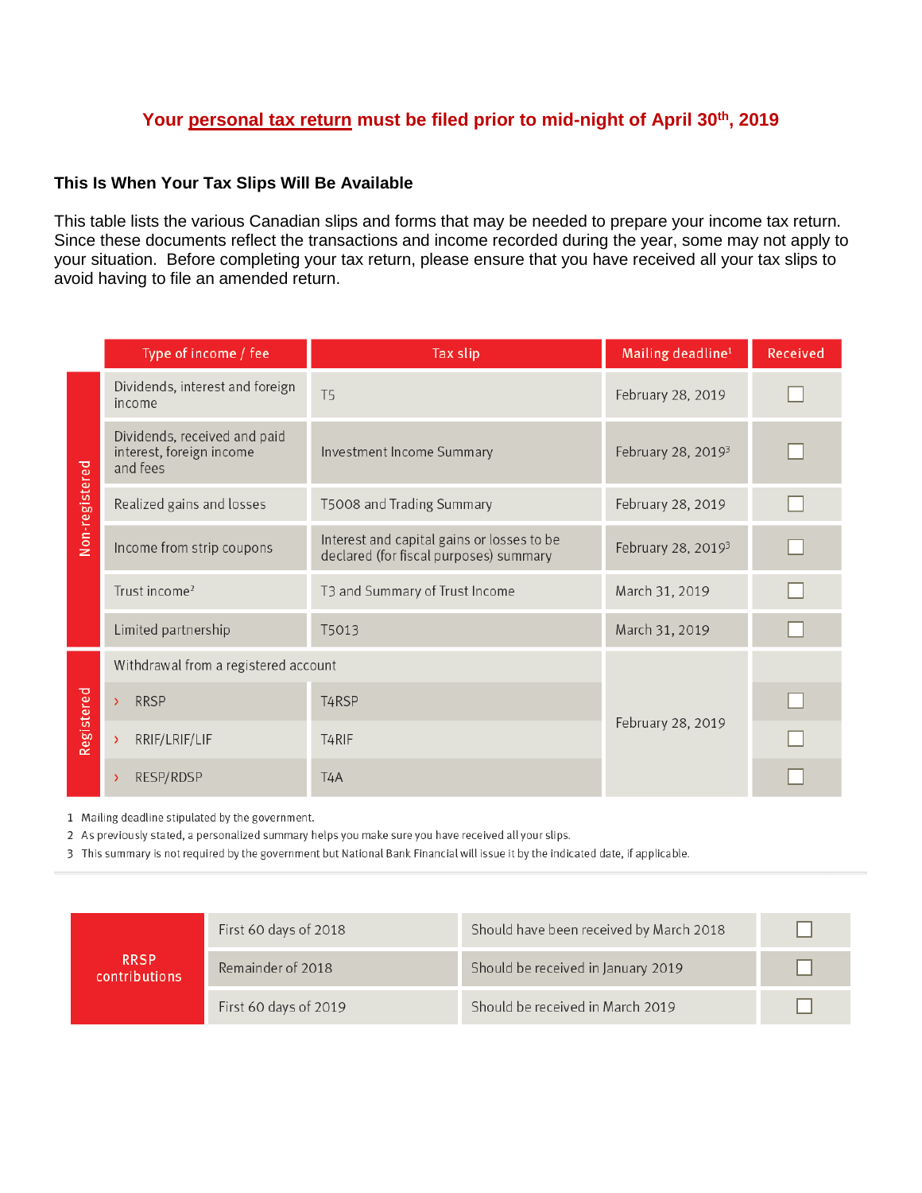**Your personal tax return must be filed prior to mid-night of April 30th, 2019**

### This Is When Your Tax Slips Will Be Available

This table lists the various Canadian slips and forms that may be needed to prepare your income tax return. Since these documents reflect the transactions and income recorded during the year, some may not apply to your situation. Before completing your tax return, please ensure that you have received all your tax slips to avoid having to file an amended return.

| | Type of income / fee | Tax slip | Mailing deadline[1] | Received |
|---|---|---|---|---|
| Non-registered | Dividends, interest and foreign income | T5 | February 28, 2019 | ☐ |
| Non-registered | Dividends, received and paid interest, foreign income and fees | Investment Income Summary | February 28, 2019[3] | ☐ |
| Non-registered | Realized gains and losses | T5008 and Trading Summary | February 28, 2019 | ☐ |
| Non-registered | Income from strip coupons | Interest and capital gains or losses to be declared (for fiscal purposes) summary | February 28, 2019[3] | ☐ |
| Non-registered | Trust income[2] | T3 and Summary of Trust Income | March 31, 2019 | ☐ |
| Non-registered | Limited partnership | T5013 | March 31, 2019 | ☐ |
| Registered | Withdrawal from a registered account | | February 28, 2019 | |
| Registered | › RRSP | T4RSP | February 28, 2019 | ☐ |
| Registered | › RRIF/LRIF/LIF | T4RIF | February 28, 2019 | ☐ |
| Registered | › RESP/RDSP | T4A | February 28, 2019 | ☐ |

1 Mailing deadline stipulated by the government.

2 As previously stated, a personalized summary helps you make sure you have received all your slips.

3 This summary is not required by the government but National Bank Financial will issue it by the indicated date, if applicable.

| RRSP contributions | | | |
|---|---|---|---|
| RRSP contributions | First 60 days of 2018 | Should have been received by March 2018 | ☐ |
| RRSP contributions | Remainder of 2018 | Should be received in January 2019 | ☐ |
| RRSP contributions | First 60 days of 2019 | Should be received in March 2019 | ☐ |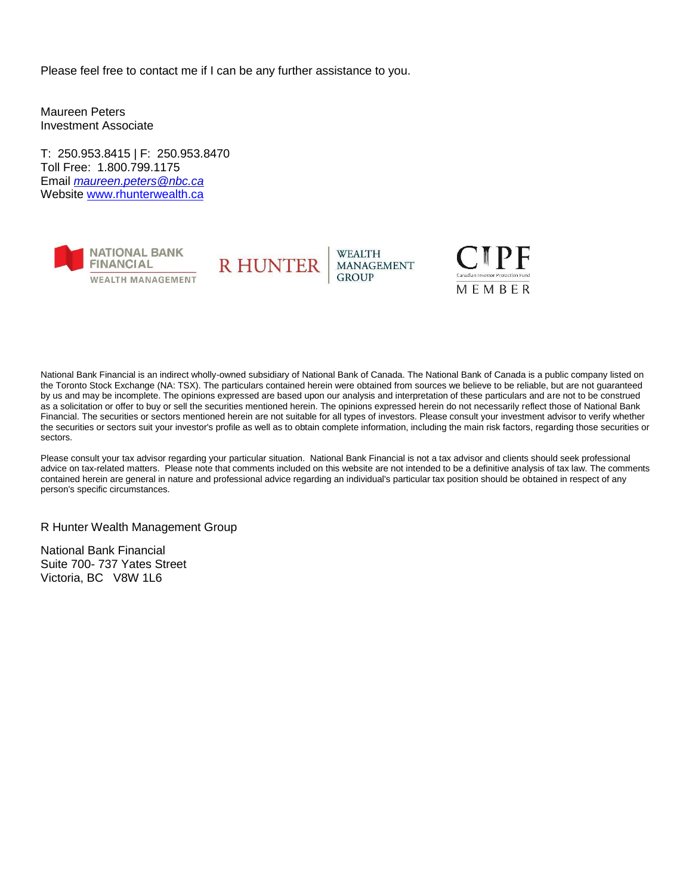Please feel free to contact me if I can be any further assistance to you.

Maureen Peters
Investment Associate

T: 250.953.8415 | F: 250.953.8470
Toll Free: 1.800.799.1175
Email *maureen.peters@nbc.ca*
Website www.rhunterwealth.ca

NATIONAL BANK FINANCIAL WEALTH MANAGEMENT

R HUNTER WEALTH MANAGEMENT GROUP

CIPF Canadian Investor Protection Fund MEMBER

National Bank Financial is an indirect wholly-owned subsidiary of National Bank of Canada. The National Bank of Canada is a public company listed on the Toronto Stock Exchange (NA: TSX). The particulars contained herein were obtained from sources we believe to be reliable, but are not guaranteed by us and may be incomplete. The opinions expressed are based upon our analysis and interpretation of these particulars and are not to be construed as a solicitation or offer to buy or sell the securities mentioned herein. The opinions expressed herein do not necessarily reflect those of National Bank Financial. The securities or sectors mentioned herein are not suitable for all types of investors. Please consult your investment advisor to verify whether the securities or sectors suit your investor's profile as well as to obtain complete information, including the main risk factors, regarding those securities or sectors.

Please consult your tax advisor regarding your particular situation. National Bank Financial is not a tax advisor and clients should seek professional advice on tax-related matters. Please note that comments included on this website are not intended to be a definitive analysis of tax law. The comments contained herein are general in nature and professional advice regarding an individual's particular tax position should be obtained in respect of any person's specific circumstances.

R Hunter Wealth Management Group

National Bank Financial
Suite 700- 737 Yates Street
Victoria, BC V8W 1L6